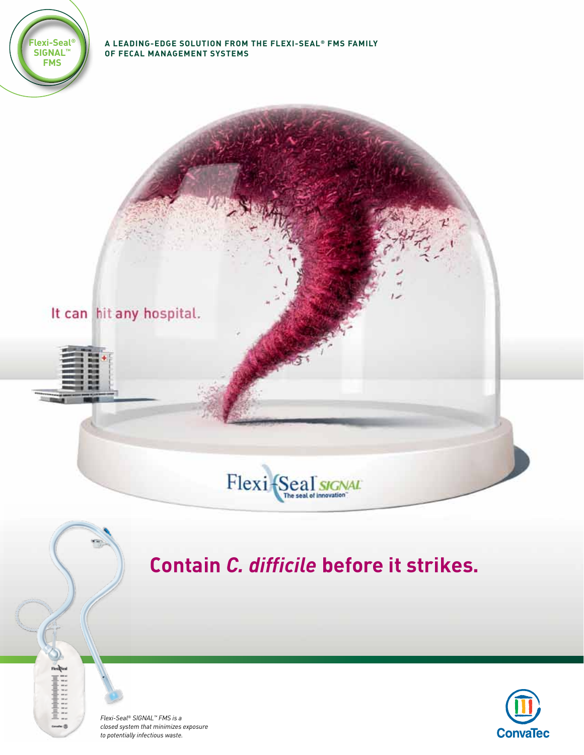Flexi-Seal® SIGNAL™ FMS

**A LEADING-EDGE SOLUTION FROM THE FLEXI-SEAL® FMS FAMILY OF FECAL MANAGEMENT SYSTEMS**

It can hit any hospital.

Flexi-Seal SIGNAL
The seal of innovation™

# Contain *C. difficile* before it strikes.

*Flexi-Seal® SIGNAL™ FMS is a closed system that minimizes exposure to potentially infectious waste.*

ConvaTec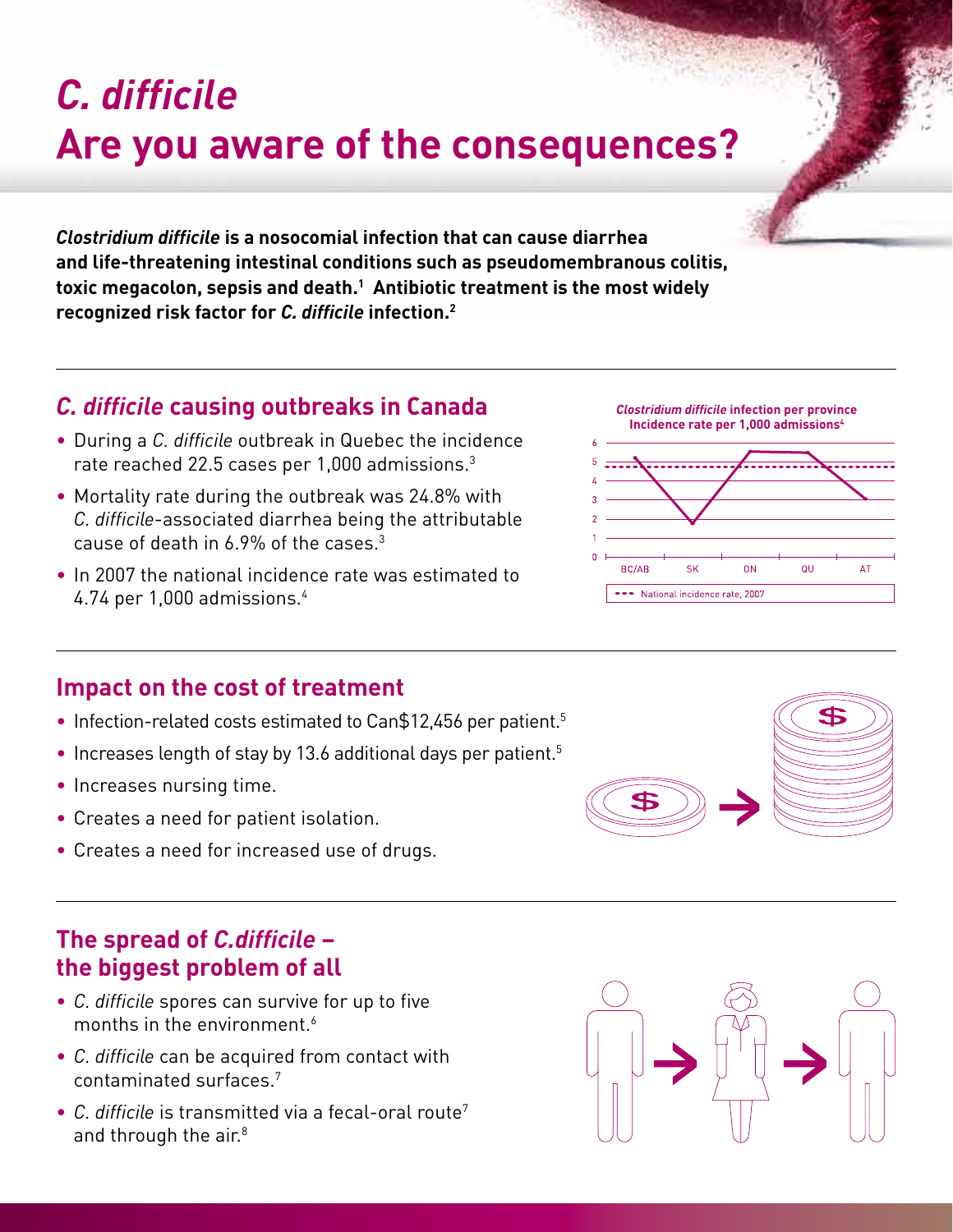# *C. difficile* Are you aware of the consequences?

***Clostridium difficile*** **is a nosocomial infection that can cause diarrhea and life-threatening intestinal conditions such as pseudomembranous colitis, toxic megacolon, sepsis and death.[1] Antibiotic treatment is the most widely recognized risk factor for *C. difficile* infection.[2]**

## *C. difficile* causing outbreaks in Canada

- During a *C. difficile* outbreak in Quebec the incidence rate reached 22.5 cases per 1,000 admissions.[3]
- Mortality rate during the outbreak was 24.8% with *C. difficile*-associated diarrhea being the attributable cause of death in 6.9% of the cases.[3]
- In 2007 the national incidence rate was estimated to 4.74 per 1,000 admissions.[4]

***Clostridium difficile*** **infection per province**
**Incidence rate per 1,000 admissions[4]**

BC/AB, SK, ON, QU, AT

National incidence rate, 2007

## Impact on the cost of treatment

- Infection-related costs estimated to Can$12,456 per patient.[5]
- Increases length of stay by 13.6 additional days per patient.[5]
- Increases nursing time.
- Creates a need for patient isolation.
- Creates a need for increased use of drugs.

## The spread of *C.difficile* – the biggest problem of all

- *C. difficile* spores can survive for up to five months in the environment.[6]
- *C. difficile* can be acquired from contact with contaminated surfaces.[7]
- *C. difficile* is transmitted via a fecal-oral route[7] and through the air.[8]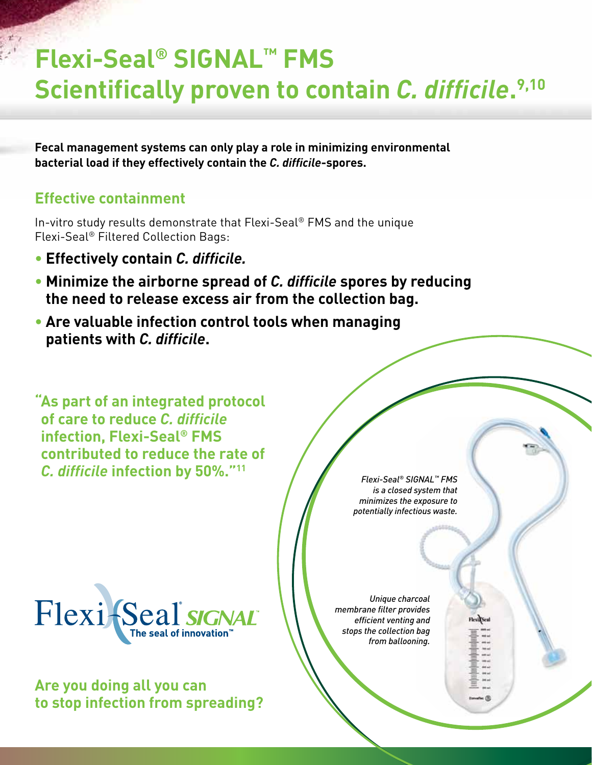# Flexi-Seal® SIGNAL™ FMS Scientifically proven to contain *C. difficile*.[9,10]

**Fecal management systems can only play a role in minimizing environmental bacterial load if they effectively contain the *C. difficile*-spores.**

## Effective containment

In-vitro study results demonstrate that Flexi-Seal® FMS and the unique Flexi-Seal® Filtered Collection Bags:

- **Effectively contain *C. difficile.***
- **Minimize the airborne spread of *C. difficile* spores by reducing the need to release excess air from the collection bag.**
- **Are valuable infection control tools when managing patients with *C. difficile*.**

**"As part of an integrated protocol of care to reduce *C. difficile* infection, Flexi-Seal® FMS contributed to reduce the rate of *C. difficile* infection by 50%."[11]**

*Flexi-Seal® SIGNAL™ FMS is a closed system that minimizes the exposure to potentially infectious waste.*

*Unique charcoal membrane filter provides efficient venting and stops the collection bag from ballooning.*

Flexi-Seal® SIGNAL™
The seal of innovation™

**Are you doing all you can to stop infection from spreading?**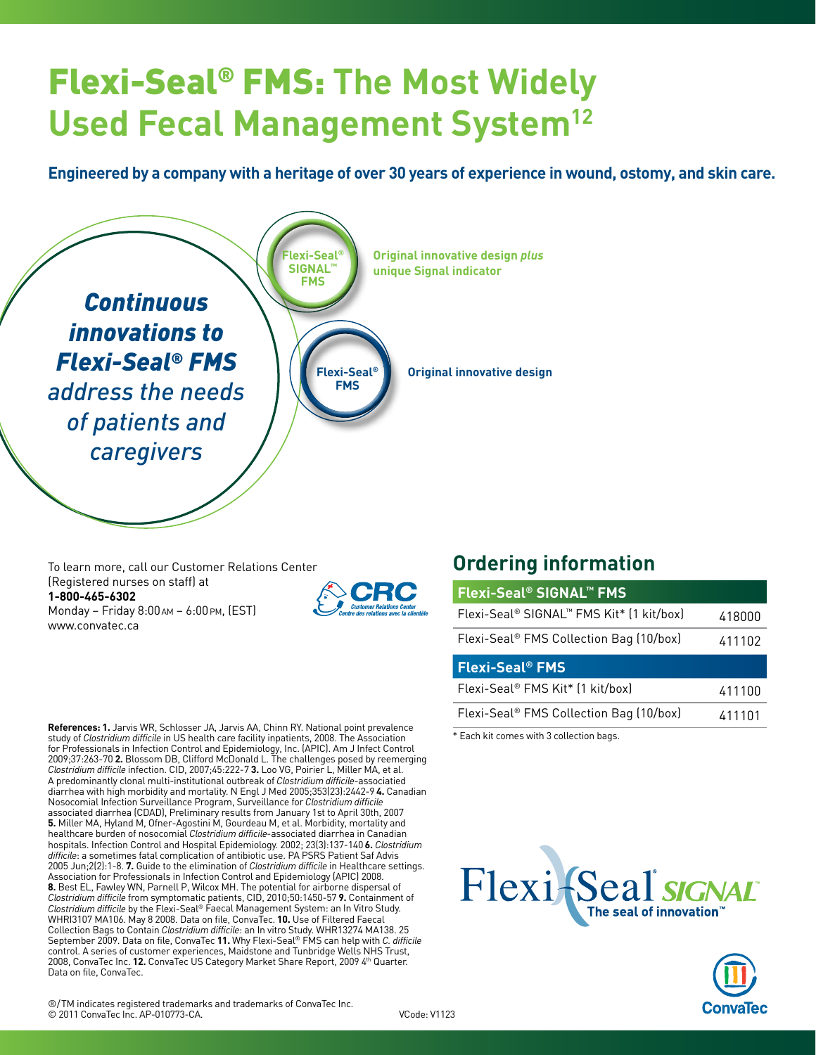# Flexi-Seal® FMS: The Most Widely Used Fecal Management System[12]

**Engineered by a company with a heritage of over 30 years of experience in wound, ostomy, and skin care.**

***Continuous innovations to Flexi-Seal® FMS*** *address the needs of patients and caregivers*

**Flexi-Seal® SIGNAL™ FMS** — **Original innovative design *plus* unique Signal indicator**

**Flexi-Seal® FMS** — **Original innovative design**

To learn more, call our Customer Relations Center (Registered nurses on staff) at
**1-800-465-6302**
Monday – Friday 8:00 AM – 6:00 PM, (EST)
www.convatec.ca

CRC *Customer Relations Center* *Centre des relations avec la clientèle*

## Ordering information

| | |
|---|---|
| **Flexi-Seal® SIGNAL™ FMS** | |
| Flexi-Seal® SIGNAL™ FMS Kit* (1 kit/box) | 418000 |
| Flexi-Seal® FMS Collection Bag (10/box) | 411102 |
| **Flexi-Seal® FMS** | |
| Flexi-Seal® FMS Kit* (1 kit/box) | 411100 |
| Flexi-Seal® FMS Collection Bag (10/box) | 411101 |

\* Each kit comes with 3 collection bags.

**References: 1.** Jarvis WR, Schlosser JA, Jarvis AA, Chinn RY. National point prevalence study of *Clostridium difficile* in US health care facility inpatients, 2008. The Association for Professionals in Infection Control and Epidemiology, Inc. (APIC). Am J Infect Control 2009;37:263-70 **2.** Blossom DB, Clifford McDonald L. The challenges posed by reemerging *Clostridium difficile* infection. CID, 2007;45:222-7 **3.** Loo VG, Poirier L, Miller MA, et al. A predominantly clonal multi-institutional outbreak of *Clostridium difficile*-associatied diarrhea with high morbidity and mortality. N Engl J Med 2005;353(23):2442-9 **4.** Canadian Nosocomial Infection Surveillance Program, Surveillance for *Clostridium difficile* associated diarrhea (CDAD), Preliminary results from January 1st to April 30th, 2007 **5.** Miller MA, Hyland M, Ofner-Agostini M, Gourdeau M, et al. Morbidity, mortality and healthcare burden of nosocomial *Clostridium difficile*-associated diarrhea in Canadian hospitals. Infection Control and Hospital Epidemiology. 2002; 23(3):137-140 **6.** *Clostridium difficile*: a sometimes fatal complication of antibiotic use. PA PSRS Patient Saf Advis 2005 Jun;2(2):1-8. **7.** Guide to the elimination of *Clostridium difficile* in Healthcare settings. Association for Professionals in Infection Control and Epidemiology (APIC) 2008. **8.** Best EL, Fawley WN, Parnell P, Wilcox MH. The potential for airborne dispersal of *Clostridium difficile* from symptomatic patients, CID, 2010;50:1450-57 **9.** Containment of *Clostridium difficile* by the Flexi-Seal® Faecal Management System: an In Vitro Study. WHRI3107 MA106. May 8 2008. Data on file, ConvaTec. **10.** Use of Filtered Faecal Collection Bags to Contain *Clostridium difficile*: an In vitro Study. WHR13274 MA138. 25 September 2009. Data on file, ConvaTec **11.** Why Flexi-Seal® FMS can help with *C. difficile* control. A series of customer experiences, Maidstone and Tunbridge Wells NHS Trust, 2008, ConvaTec Inc. **12.** ConvaTec US Category Market Share Report, 2009 4th Quarter. Data on file, ConvaTec.

Flexi-Seal® SIGNAL™ The seal of innovation™

ConvaTec

®/TM indicates registered trademarks and trademarks of ConvaTec Inc.
© 2011 ConvaTec Inc. AP-010773-CA.

VCode: V1123